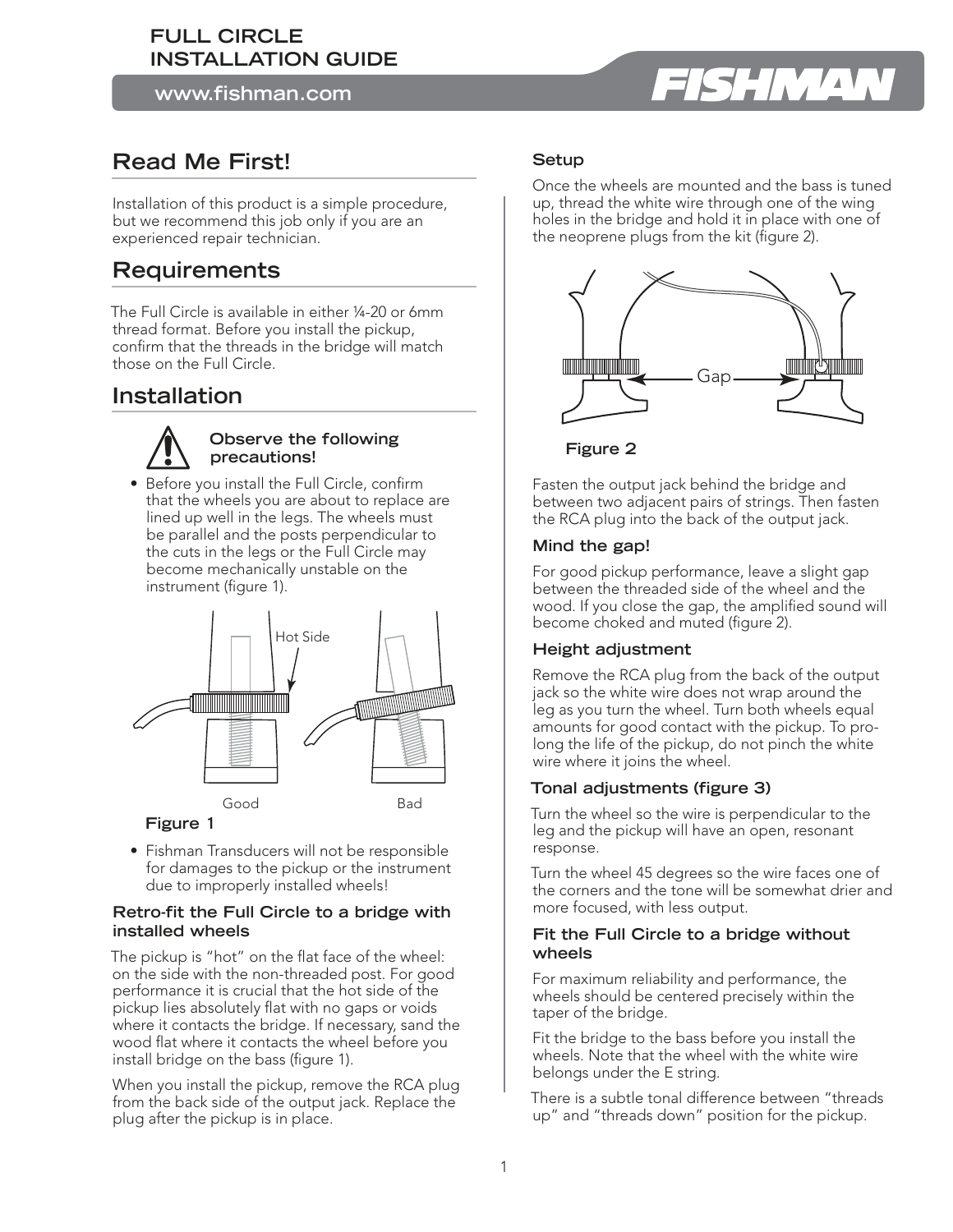# FULL CIRCLE INSTALLATION GUIDE

www.fishman.com

## Read Me First!

Installation of this product is a simple procedure, but we recommend this job only if you are an experienced repair technician.

## Requirements

The Full Circle is available in either ¼-20 or 6mm thread format. Before you install the pickup, confirm that the threads in the bridge will match those on the Full Circle.

## Installation

**Observe the following precautions!**

- Before you install the Full Circle, confirm that the wheels you are about to replace are lined up well in the legs. The wheels must be parallel and the posts perpendicular to the cuts in the legs or the Full Circle may become mechanically unstable on the instrument (figure 1).

**Figure 1**

- Fishman Transducers will not be responsible for damages to the pickup or the instrument due to improperly installed wheels!

### Retro-fit the Full Circle to a bridge with installed wheels

The pickup is "hot" on the flat face of the wheel: on the side with the non-threaded post. For good performance it is crucial that the hot side of the pickup lies absolutely flat with no gaps or voids where it contacts the bridge. If necessary, sand the wood flat where it contacts the wheel before you install bridge on the bass (figure 1).

When you install the pickup, remove the RCA plug from the back side of the output jack. Replace the plug after the pickup is in place.

### Setup

Once the wheels are mounted and the bass is tuned up, thread the white wire through one of the wing holes in the bridge and hold it in place with one of the neoprene plugs from the kit (figure 2).

**Figure 2**

Fasten the output jack behind the bridge and between two adjacent pairs of strings. Then fasten the RCA plug into the back of the output jack.

### Mind the gap!

For good pickup performance, leave a slight gap between the threaded side of the wheel and the wood. If you close the gap, the amplified sound will become choked and muted (figure 2).

### Height adjustment

Remove the RCA plug from the back of the output jack so the white wire does not wrap around the leg as you turn the wheel. Turn both wheels equal amounts for good contact with the pickup. To prolong the life of the pickup, do not pinch the white wire where it joins the wheel.

### Tonal adjustments (figure 3)

Turn the wheel so the wire is perpendicular to the leg and the pickup will have an open, resonant response.

Turn the wheel 45 degrees so the wire faces one of the corners and the tone will be somewhat drier and more focused, with less output.

### Fit the Full Circle to a bridge without wheels

For maximum reliability and performance, the wheels should be centered precisely within the taper of the bridge.

Fit the bridge to the bass before you install the wheels. Note that the wheel with the white wire belongs under the E string.

There is a subtle tonal difference between "threads up" and "threads down" position for the pickup.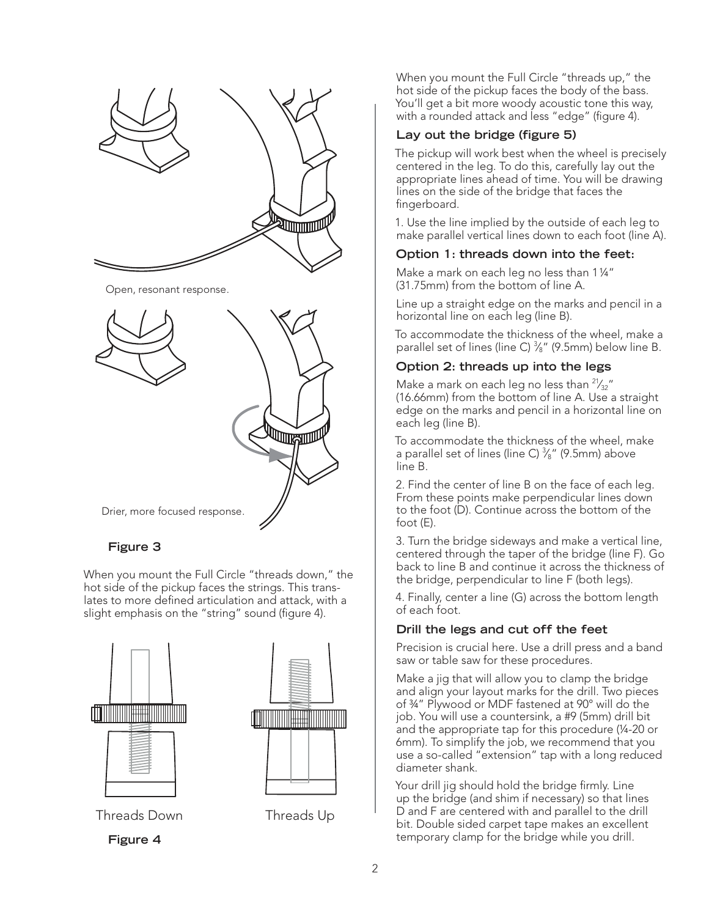Open, resonant response.

Drier, more focused response.

**Figure 3**

When you mount the Full Circle "threads down," the hot side of the pickup faces the strings. This translates to more defined articulation and attack, with a slight emphasis on the "string" sound (figure 4).

Threads Down Threads Up

**Figure 4**

When you mount the Full Circle "threads up," the hot side of the pickup faces the body of the bass. You'll get a bit more woody acoustic tone this way, with a rounded attack and less "edge" (figure 4).

### Lay out the bridge (figure 5)

The pickup will work best when the wheel is precisely centered in the leg. To do this, carefully lay out the appropriate lines ahead of time. You will be drawing lines on the side of the bridge that faces the fingerboard.

1. Use the line implied by the outside of each leg to make parallel vertical lines down to each foot (line A).

### Option 1: threads down into the feet:

Make a mark on each leg no less than 1¼" (31.75mm) from the bottom of line A.

Line up a straight edge on the marks and pencil in a horizontal line on each leg (line B).

To accommodate the thickness of the wheel, make a parallel set of lines (line C) ⅜" (9.5mm) below line B.

### Option 2: threads up into the legs

Make a mark on each leg no less than $^{21}/_{32}$" (16.66mm) from the bottom of line A. Use a straight edge on the marks and pencil in a horizontal line on each leg (line B).

To accommodate the thickness of the wheel, make a parallel set of lines (line C) ⅜" (9.5mm) above line B.

2. Find the center of line B on the face of each leg. From these points make perpendicular lines down to the foot (D). Continue across the bottom of the foot (E).

3. Turn the bridge sideways and make a vertical line, centered through the taper of the bridge (line F). Go back to line B and continue it across the thickness of the bridge, perpendicular to line F (both legs).

4. Finally, center a line (G) across the bottom length of each foot.

### Drill the legs and cut off the feet

Precision is crucial here. Use a drill press and a band saw or table saw for these procedures.

Make a jig that will allow you to clamp the bridge and align your layout marks for the drill. Two pieces of ¾" Plywood or MDF fastened at 90° will do the job. You will use a countersink, a #9 (5mm) drill bit and the appropriate tap for this procedure (¼-20 or 6mm). To simplify the job, we recommend that you use a so-called "extension" tap with a long reduced diameter shank.

Your drill jig should hold the bridge firmly. Line up the bridge (and shim if necessary) so that lines D and F are centered with and parallel to the drill bit. Double sided carpet tape makes an excellent temporary clamp for the bridge while you drill.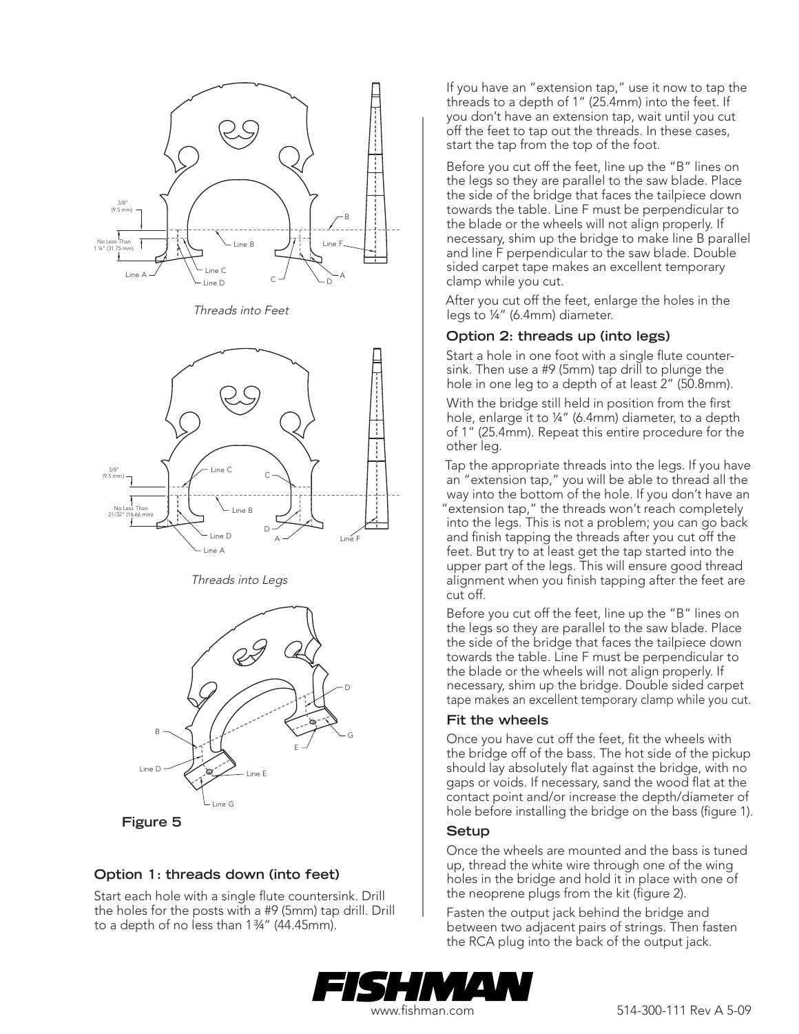3/8" (9.5 mm)

No Less Than 1 ¼" (31.75 mm)

Line A

Line B

Line C

Line D

Line F

A

B

C

D

*Threads into Feet*

3/8" (9.5 mm)

No Less Than 21/32" (16.66 mm)

Line C

Line B

Line D

Line A

Line F

A

C

D

*Threads into Legs*

B

D

E

G

Line D

Line E

Line G

**Figure 5**

### Option 1: threads down (into feet)

Start each hole with a single flute countersink. Drill the holes for the posts with a #9 (5mm) tap drill. Drill to a depth of no less than 1¾" (44.45mm).

If you have an "extension tap," use it now to tap the threads to a depth of 1" (25.4mm) into the feet. If you don't have an extension tap, wait until you cut off the feet to tap out the threads. In these cases, start the tap from the top of the foot.

Before you cut off the feet, line up the "B" lines on the legs so they are parallel to the saw blade. Place the side of the bridge that faces the tailpiece down towards the table. Line F must be perpendicular to the blade or the wheels will not align properly. If necessary, shim up the bridge to make line B parallel and line F perpendicular to the saw blade. Double sided carpet tape makes an excellent temporary clamp while you cut.

After you cut off the feet, enlarge the holes in the legs to ¼" (6.4mm) diameter.

### Option 2: threads up (into legs)

Start a hole in one foot with a single flute countersink. Then use a #9 (5mm) tap drill to plunge the hole in one leg to a depth of at least 2" (50.8mm).

With the bridge still held in position from the first hole, enlarge it to ¼" (6.4mm) diameter, to a depth of 1" (25.4mm). Repeat this entire procedure for the other leg.

Tap the appropriate threads into the legs. If you have an "extension tap," you will be able to thread all the way into the bottom of the hole. If you don't have an "extension tap," the threads won't reach completely into the legs. This is not a problem; you can go back and finish tapping the threads after you cut off the feet. But try to at least get the tap started into the upper part of the legs. This will ensure good thread alignment when you finish tapping after the feet are cut off.

Before you cut off the feet, line up the "B" lines on the legs so they are parallel to the saw blade. Place the side of the bridge that faces the tailpiece down towards the table. Line F must be perpendicular to the blade or the wheels will not align properly. If necessary, shim up the bridge. Double sided carpet tape makes an excellent temporary clamp while you cut.

### Fit the wheels

Once you have cut off the feet, fit the wheels with the bridge off of the bass. The hot side of the pickup should lay absolutely flat against the bridge, with no gaps or voids. If necessary, sand the wood flat at the contact point and/or increase the depth/diameter of hole before installing the bridge on the bass (figure 1).

### Setup

Once the wheels are mounted and the bass is tuned up, thread the white wire through one of the wing holes in the bridge and hold it in place with one of the neoprene plugs from the kit (figure 2).

Fasten the output jack behind the bridge and between two adjacent pairs of strings. Then fasten the RCA plug into the back of the output jack.

FISHMAN

www.fishman.com

514-300-111 Rev A 5-09